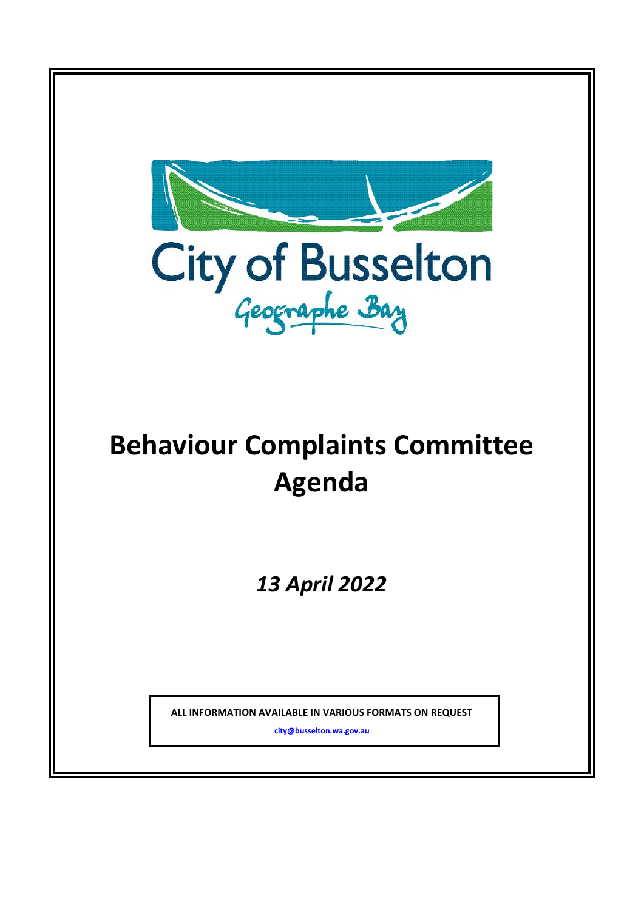City of Busselton

Geographe Bay

# Behaviour Complaints Committee Agenda

***13 April 2022***

**ALL INFORMATION AVAILABLE IN VARIOUS FORMATS ON REQUEST**

**city@busselton.wa.gov.au**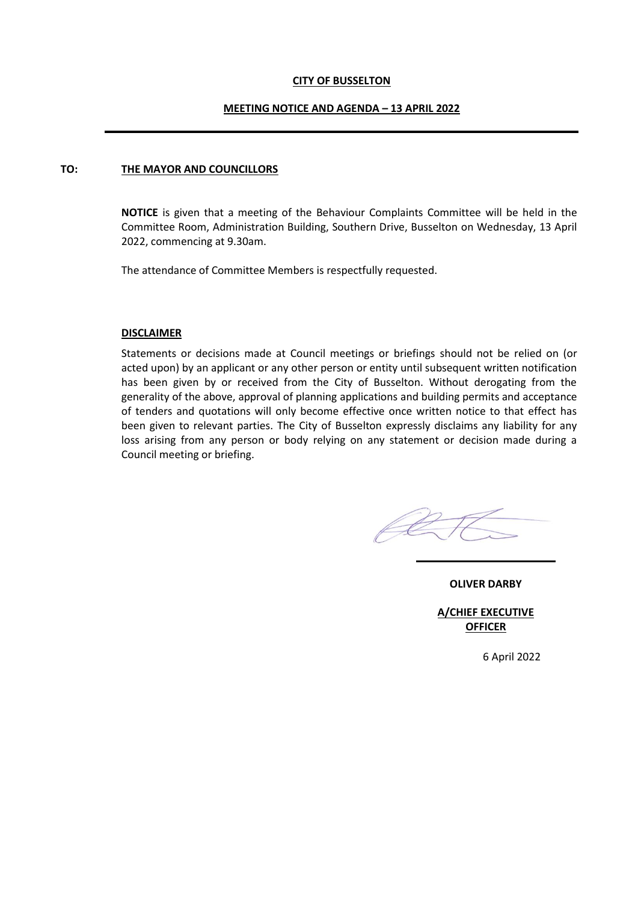**CITY OF BUSSELTON**

**MEETING NOTICE AND AGENDA – 13 APRIL 2022**

---

**TO: THE MAYOR AND COUNCILLORS**

**NOTICE** is given that a meeting of the Behaviour Complaints Committee will be held in the Committee Room, Administration Building, Southern Drive, Busselton on Wednesday, 13 April 2022, commencing at 9.30am.

The attendance of Committee Members is respectfully requested.

**DISCLAIMER**

Statements or decisions made at Council meetings or briefings should not be relied on (or acted upon) by an applicant or any other person or entity until subsequent written notification has been given by or received from the City of Busselton. Without derogating from the generality of the above, approval of planning applications and building permits and acceptance of tenders and quotations will only become effective once written notice to that effect has been given to relevant parties. The City of Busselton expressly disclaims any liability for any loss arising from any person or body relying on any statement or decision made during a Council meeting or briefing.

**OLIVER DARBY**

**A/CHIEF EXECUTIVE OFFICER**

6 April 2022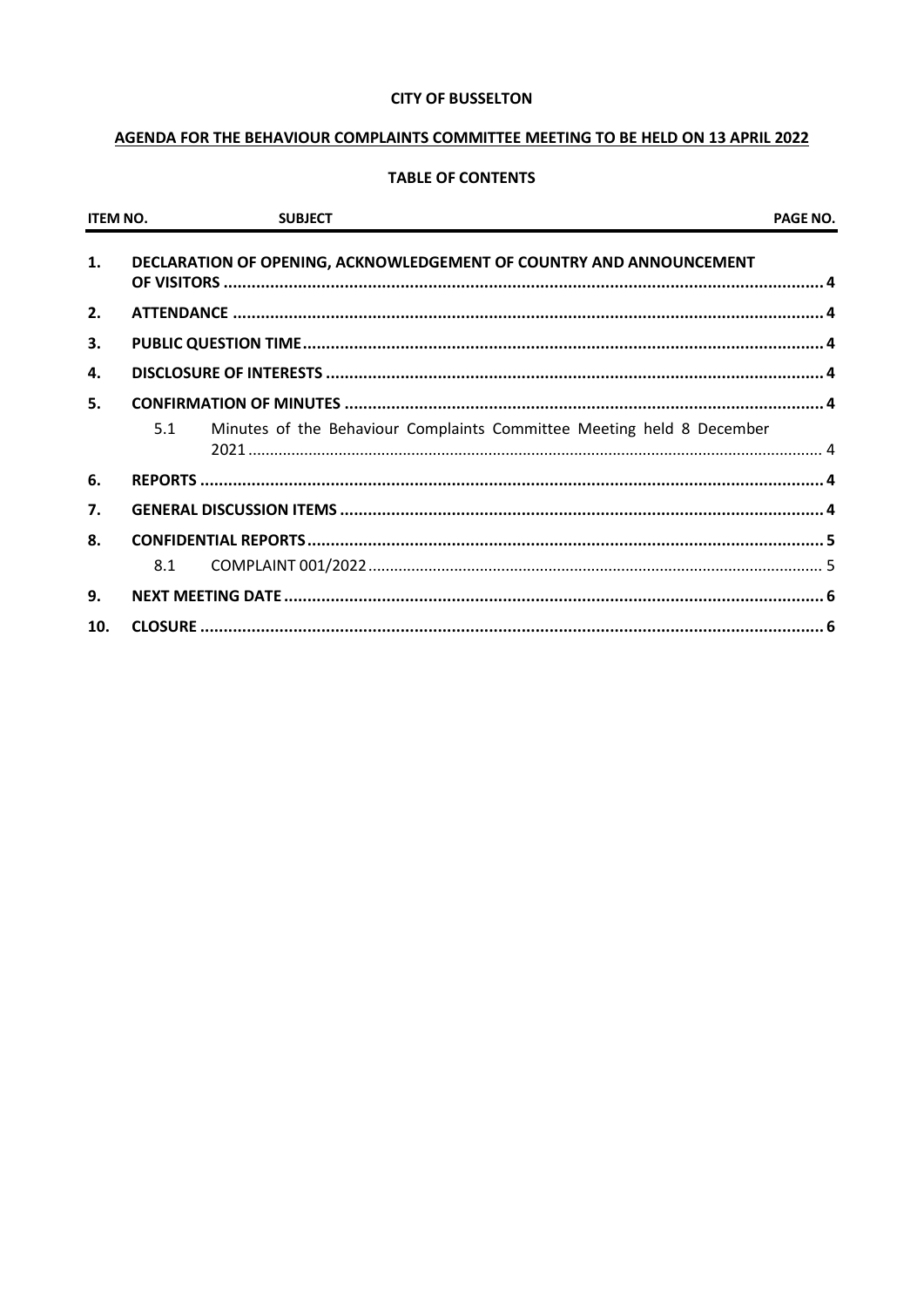**CITY OF BUSSELTON**

**AGENDA FOR THE BEHAVIOUR COMPLAINTS COMMITTEE MEETING TO BE HELD ON 13 APRIL 2022**

**TABLE OF CONTENTS**

| ITEM NO. | SUBJECT | PAGE NO. |
|---|---|---|
| 1. | DECLARATION OF OPENING, ACKNOWLEDGEMENT OF COUNTRY AND ANNOUNCEMENT OF VISITORS | 4 |
| 2. | ATTENDANCE | 4 |
| 3. | PUBLIC QUESTION TIME | 4 |
| 4. | DISCLOSURE OF INTERESTS | 4 |
| 5. | CONFIRMATION OF MINUTES | 4 |
| 5.1 | Minutes of the Behaviour Complaints Committee Meeting held 8 December 2021 | 4 |
| 6. | REPORTS | 4 |
| 7. | GENERAL DISCUSSION ITEMS | 4 |
| 8. | CONFIDENTIAL REPORTS | 5 |
| 8.1 | COMPLAINT 001/2022 | 5 |
| 9. | NEXT MEETING DATE | 6 |
| 10. | CLOSURE | 6 |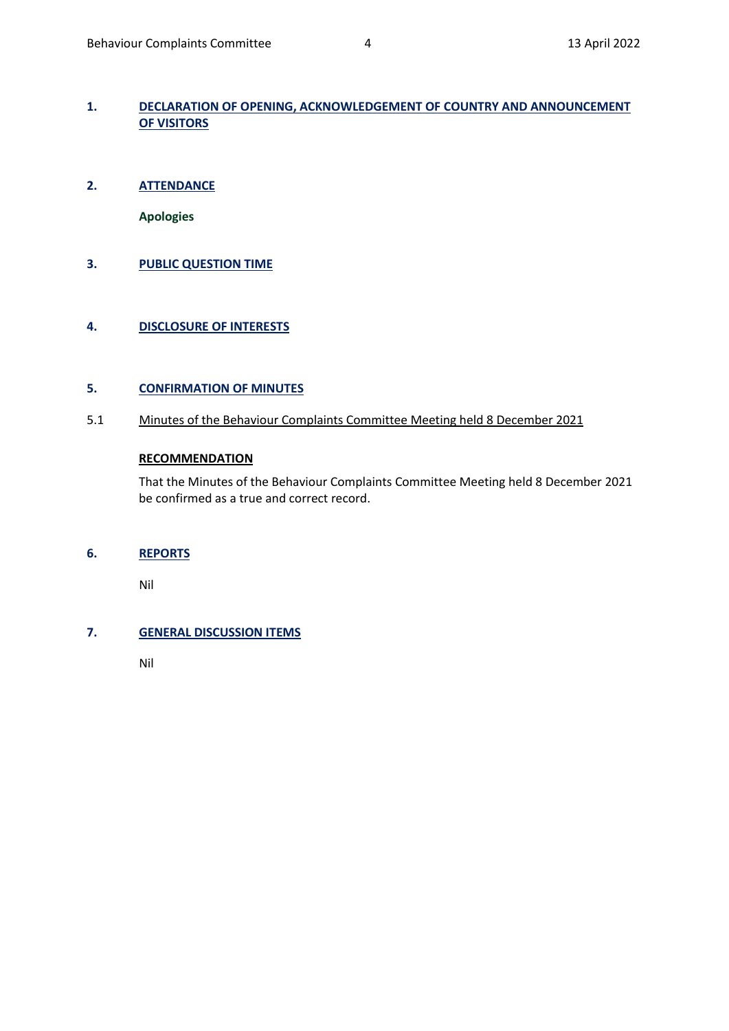## 1. DECLARATION OF OPENING, ACKNOWLEDGEMENT OF COUNTRY AND ANNOUNCEMENT OF VISITORS

## 2. ATTENDANCE

**Apologies**

## 3. PUBLIC QUESTION TIME

## 4. DISCLOSURE OF INTERESTS

## 5. CONFIRMATION OF MINUTES

### 5.1 Minutes of the Behaviour Complaints Committee Meeting held 8 December 2021

**RECOMMENDATION**

That the Minutes of the Behaviour Complaints Committee Meeting held 8 December 2021 be confirmed as a true and correct record.

## 6. REPORTS

Nil

## 7. GENERAL DISCUSSION ITEMS

Nil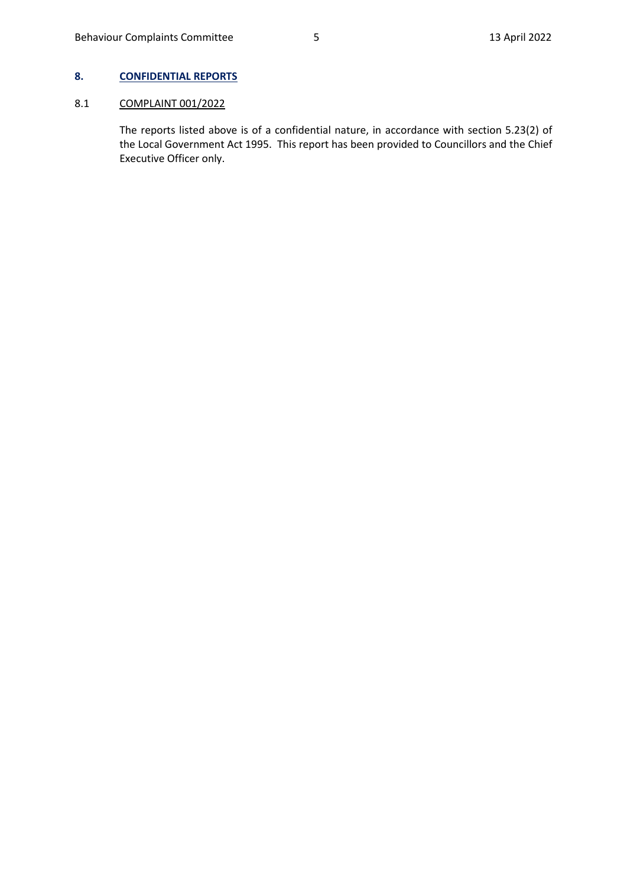## 8. CONFIDENTIAL REPORTS

### 8.1 COMPLAINT 001/2022

The reports listed above is of a confidential nature, in accordance with section 5.23(2) of the Local Government Act 1995. This report has been provided to Councillors and the Chief Executive Officer only.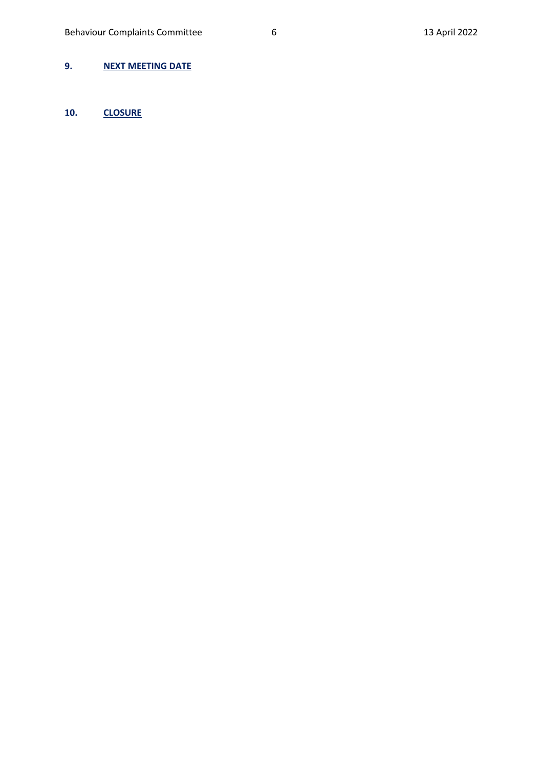## 9. NEXT MEETING DATE

## 10. CLOSURE